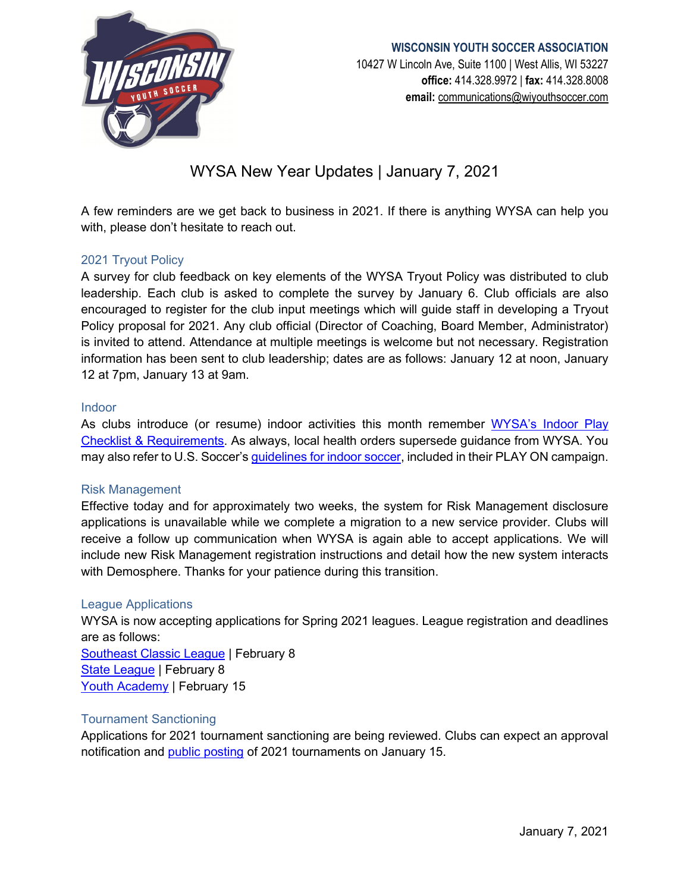**WISCONSIN YOUTH SOCCER ASSOCIATION**
10427 W Lincoln Ave, Suite 1100 | West Allis, WI 53227
**office:** 414.328.9972 | **fax:** 414.328.8008
**email:** communications@wiyouthsoccer.com

# WYSA New Year Updates | January 7, 2021

A few reminders are we get back to business in 2021. If there is anything WYSA can help you with, please don't hesitate to reach out.

## 2021 Tryout Policy

A survey for club feedback on key elements of the WYSA Tryout Policy was distributed to club leadership. Each club is asked to complete the survey by January 6. Club officials are also encouraged to register for the club input meetings which will guide staff in developing a Tryout Policy proposal for 2021. Any club official (Director of Coaching, Board Member, Administrator) is invited to attend. Attendance at multiple meetings is welcome but not necessary. Registration information has been sent to club leadership; dates are as follows: January 12 at noon, January 12 at 7pm, January 13 at 9am.

## Indoor

As clubs introduce (or resume) indoor activities this month remember WYSA's Indoor Play Checklist & Requirements. As always, local health orders supersede guidance from WYSA. You may also refer to U.S. Soccer's guidelines for indoor soccer, included in their PLAY ON campaign.

## Risk Management

Effective today and for approximately two weeks, the system for Risk Management disclosure applications is unavailable while we complete a migration to a new service provider. Clubs will receive a follow up communication when WYSA is again able to accept applications. We will include new Risk Management registration instructions and detail how the new system interacts with Demosphere. Thanks for your patience during this transition.

## League Applications

WYSA is now accepting applications for Spring 2021 leagues. League registration and deadlines are as follows:
Southeast Classic League | February 8
State League | February 8
Youth Academy | February 15

## Tournament Sanctioning

Applications for 2021 tournament sanctioning are being reviewed. Clubs can expect an approval notification and public posting of 2021 tournaments on January 15.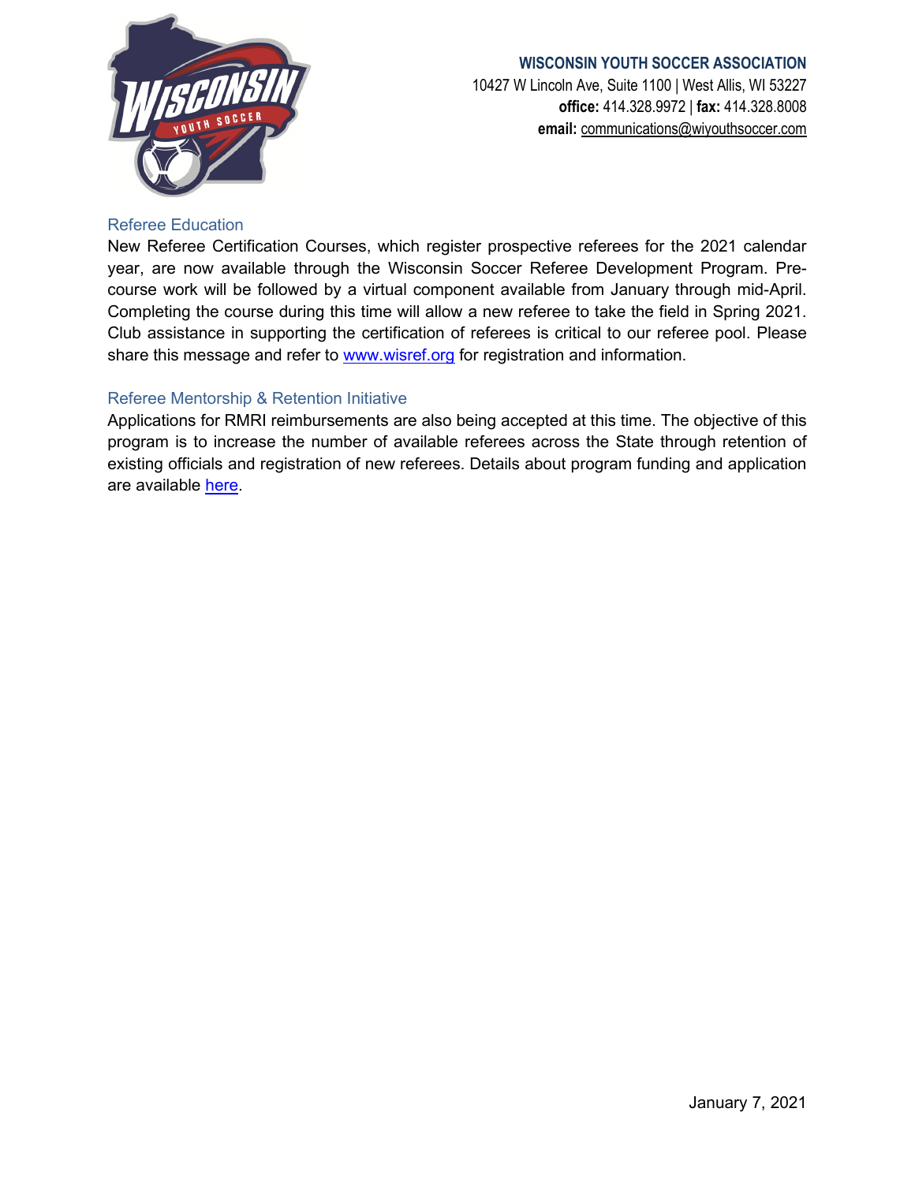**WISCONSIN YOUTH SOCCER ASSOCIATION**
10427 W Lincoln Ave, Suite 1100 | West Allis, WI 53227
**office:** 414.328.9972 | **fax:** 414.328.8008
**email:** communications@wiyouthsoccer.com

## Referee Education

New Referee Certification Courses, which register prospective referees for the 2021 calendar year, are now available through the Wisconsin Soccer Referee Development Program. Pre-course work will be followed by a virtual component available from January through mid-April. Completing the course during this time will allow a new referee to take the field in Spring 2021. Club assistance in supporting the certification of referees is critical to our referee pool. Please share this message and refer to www.wisref.org for registration and information.

## Referee Mentorship & Retention Initiative

Applications for RMRI reimbursements are also being accepted at this time. The objective of this program is to increase the number of available referees across the State through retention of existing officials and registration of new referees. Details about program funding and application are available here.

January 7, 2021